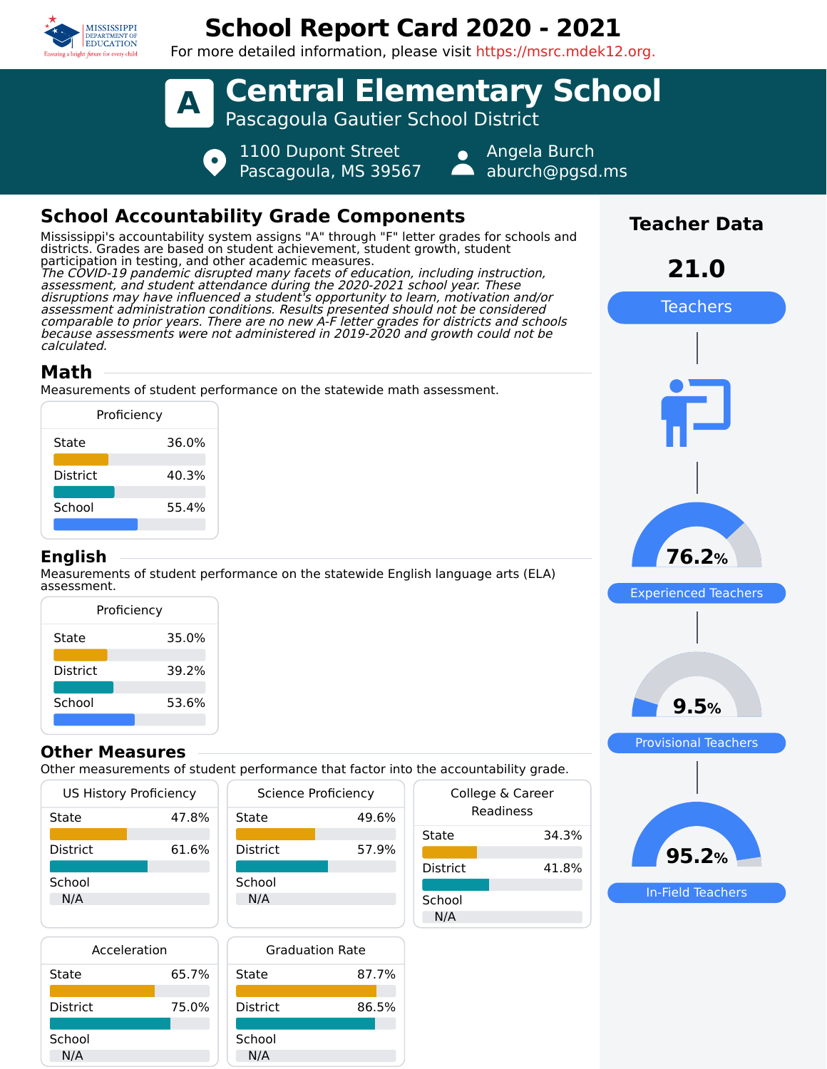# School Report Card 2020 - 2021

For more detailed information, please visit https://msrc.mdek12.org.

## A Central Elementary School

Pascagoula Gautier School District

1100 Dupont Street
Pascagoula, MS 39567

Angela Burch
aburch@pgsd.ms

## School Accountability Grade Components

Mississippi's accountability system assigns "A" through "F" letter grades for schools and districts. Grades are based on student achievement, student growth, student participation in testing, and other academic measures.

*The COVID-19 pandemic disrupted many facets of education, including instruction, assessment, and student attendance during the 2020-2021 school year. These disruptions may have influenced a student's opportunity to learn, motivation and/or assessment administration conditions. Results presented should not be considered comparable to prior years. There are no new A-F letter grades for districts and schools because assessments were not administered in 2019-2020 and growth could not be calculated.*

### Math

Measurements of student performance on the statewide math assessment.

| Proficiency | |
|---|---|
| State | 36.0% |
| District | 40.3% |
| School | 55.4% |

### English

Measurements of student performance on the statewide English language arts (ELA) assessment.

| Proficiency | |
|---|---|
| State | 35.0% |
| District | 39.2% |
| School | 53.6% |

### Other Measures

Other measurements of student performance that factor into the accountability grade.

| US History Proficiency | |
|---|---|
| State | 47.8% |
| District | 61.6% |
| School | N/A |

| Science Proficiency | |
|---|---|
| State | 49.6% |
| District | 57.9% |
| School | N/A |

| College & Career Readiness | |
|---|---|
| State | 34.3% |
| District | 41.8% |
| School | N/A |

| Acceleration | |
|---|---|
| State | 65.7% |
| District | 75.0% |
| School | N/A |

| Graduation Rate | |
|---|---|
| State | 87.7% |
| District | 86.5% |
| School | N/A |

## Teacher Data

**21.0** Teachers

**76.2%** Experienced Teachers

**9.5%** Provisional Teachers

**95.2%** In-Field Teachers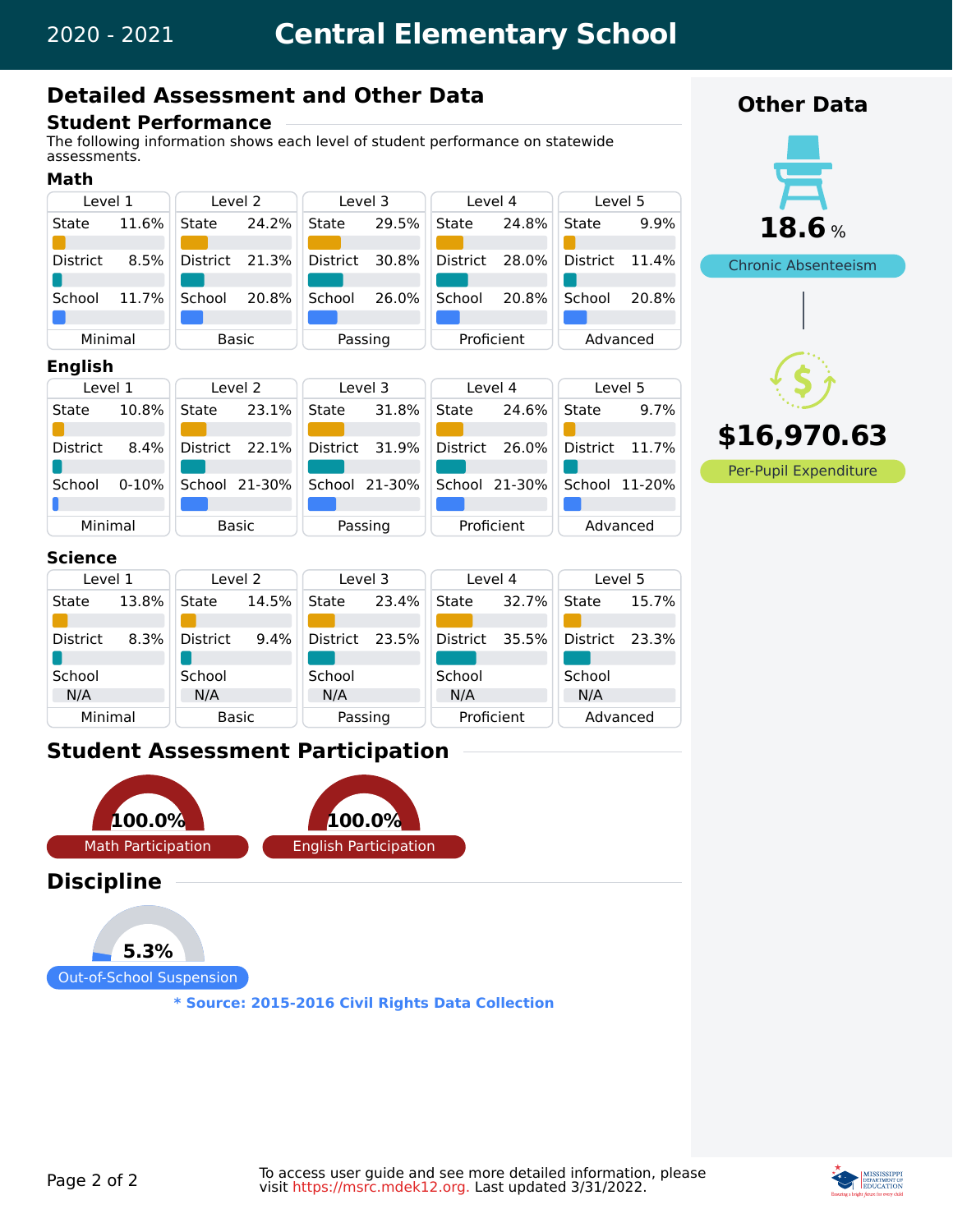# 2020 - 2021 Central Elementary School

## Detailed Assessment and Other Data

### Student Performance

The following information shows each level of student performance on statewide assessments.

**Math**

| | Level 1 | Level 2 | Level 3 | Level 4 | Level 5 |
|---|---|---|---|---|---|
| State | 11.6% | 24.2% | 29.5% | 24.8% | 9.9% |
| District | 8.5% | 21.3% | 30.8% | 28.0% | 11.4% |
| School | 11.7% | 20.8% | 26.0% | 20.8% | 20.8% |
| | Minimal | Basic | Passing | Proficient | Advanced |

**English**

| | Level 1 | Level 2 | Level 3 | Level 4 | Level 5 |
|---|---|---|---|---|---|
| State | 10.8% | 23.1% | 31.8% | 24.6% | 9.7% |
| District | 8.4% | 22.1% | 31.9% | 26.0% | 11.7% |
| School | 0-10% | 21-30% | 21-30% | 21-30% | 11-20% |
| | Minimal | Basic | Passing | Proficient | Advanced |

**Science**

| | Level 1 | Level 2 | Level 3 | Level 4 | Level 5 |
|---|---|---|---|---|---|
| State | 13.8% | 14.5% | 23.4% | 32.7% | 15.7% |
| District | 8.3% | 9.4% | 23.5% | 35.5% | 23.3% |
| School | N/A | N/A | N/A | N/A | N/A |
| | Minimal | Basic | Passing | Proficient | Advanced |

### Student Assessment Participation

100.0%
Math Participation

100.0%
English Participation

### Discipline

5.3%
Out-of-School Suspension

**\* Source: 2015-2016 Civil Rights Data Collection**

## Other Data

18.6 %
Chronic Absenteeism

$16,970.63
Per-Pupil Expenditure

To access user guide and see more detailed information, please visit https://msrc.mdek12.org. Last updated 3/31/2022.